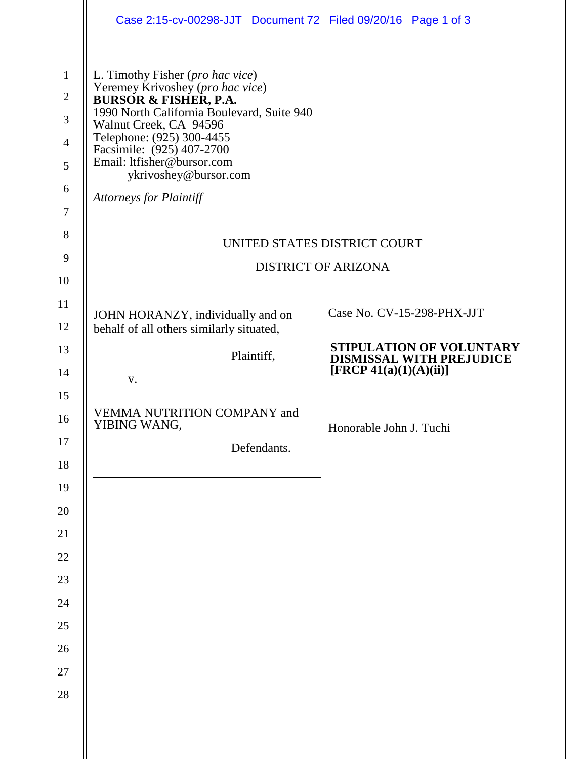L. Timothy Fisher (*pro hac vice*)
Yeremey Krivoshey (*pro hac vice*)
**BURSOR & FISHER, P.A.**
1990 North California Boulevard, Suite 940
Walnut Creek, CA 94596
Telephone: (925) 300-4455
Facsimile: (925) 407-2700
Email: ltfisher@bursor.com
ykrivoshey@bursor.com

*Attorneys for Plaintiff*

UNITED STATES DISTRICT COURT

DISTRICT OF ARIZONA

JOHN HORANZY, individually and on behalf of all others similarly situated,

Plaintiff,

v.

VEMMA NUTRITION COMPANY and YIBING WANG,

Defendants.

Case No. CV-15-298-PHX-JJT

**STIPULATION OF VOLUNTARY DISMISSAL WITH PREJUDICE [FRCP 41(a)(1)(A)(ii)]**

Honorable John J. Tuchi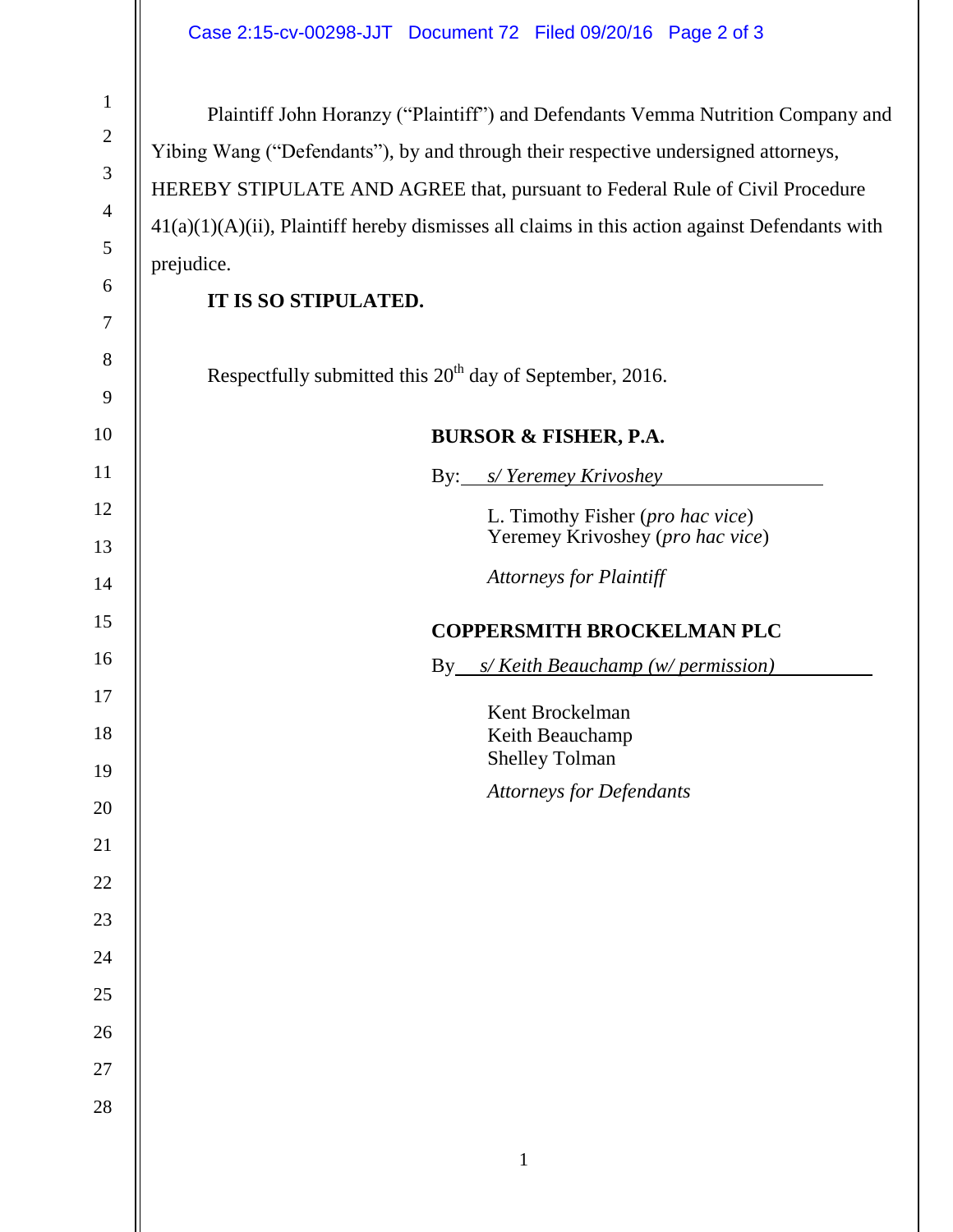Plaintiff John Horanzy ("Plaintiff") and Defendants Vemma Nutrition Company and Yibing Wang ("Defendants"), by and through their respective undersigned attorneys, HEREBY STIPULATE AND AGREE that, pursuant to Federal Rule of Civil Procedure 41(a)(1)(A)(ii), Plaintiff hereby dismisses all claims in this action against Defendants with prejudice.

**IT IS SO STIPULATED.**

Respectfully submitted this 20th day of September, 2016.

**BURSOR & FISHER, P.A.**

By: *s/ Yeremey Krivoshey*

L. Timothy Fisher (*pro hac vice*)
Yeremey Krivoshey (*pro hac vice*)

*Attorneys for Plaintiff*

**COPPERSMITH BROCKELMAN PLC**

By *s/ Keith Beauchamp (w/ permission)*

Kent Brockelman
Keith Beauchamp
Shelley Tolman

*Attorneys for Defendants*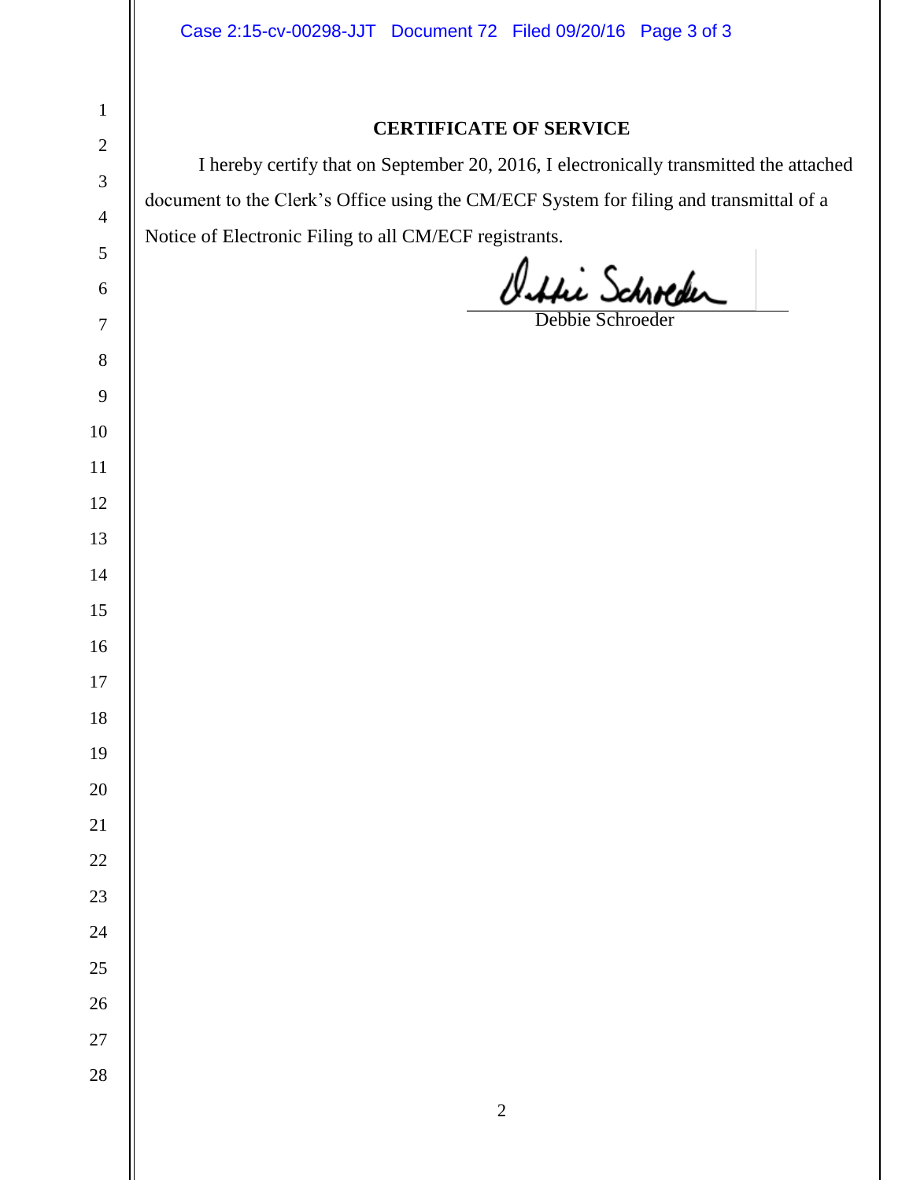**CERTIFICATE OF SERVICE**

I hereby certify that on September 20, 2016, I electronically transmitted the attached document to the Clerk's Office using the CM/ECF System for filing and transmittal of a Notice of Electronic Filing to all CM/ECF registrants.

Debbie Schroeder